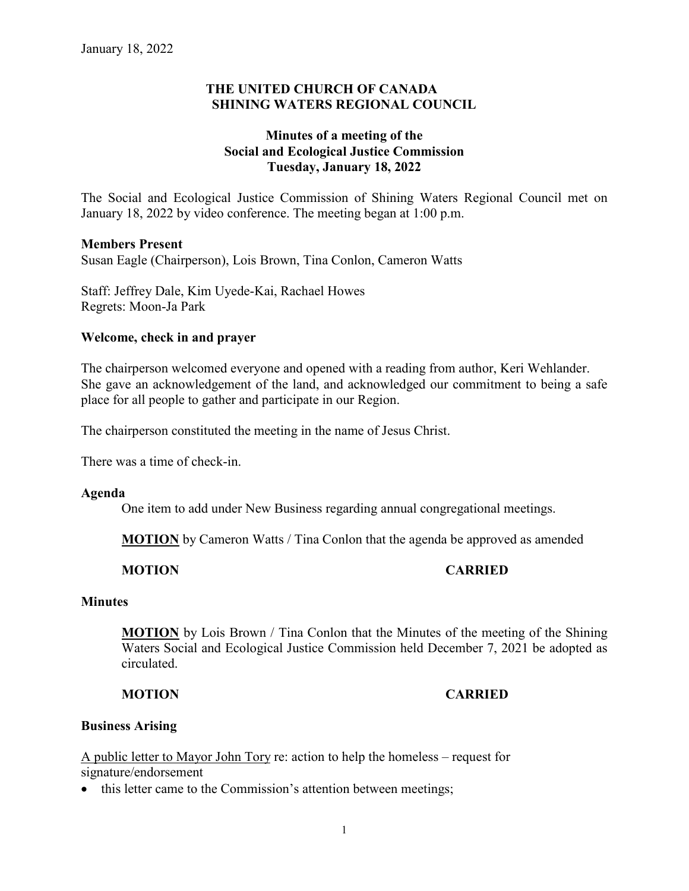January 18, 2022

**THE UNITED CHURCH OF CANADA**
**SHINING WATERS REGIONAL COUNCIL**

**Minutes of a meeting of the**
**Social and Ecological Justice Commission**
**Tuesday, January 18, 2022**

The Social and Ecological Justice Commission of Shining Waters Regional Council met on January 18, 2022 by video conference. The meeting began at 1:00 p.m.

**Members Present**
Susan Eagle (Chairperson), Lois Brown, Tina Conlon, Cameron Watts

Staff: Jeffrey Dale, Kim Uyede-Kai, Rachael Howes
Regrets: Moon-Ja Park

**Welcome, check in and prayer**

The chairperson welcomed everyone and opened with a reading from author, Keri Wehlander. She gave an acknowledgement of the land, and acknowledged our commitment to being a safe place for all people to gather and participate in our Region.

The chairperson constituted the meeting in the name of Jesus Christ.

There was a time of check-in.

**Agenda**

One item to add under New Business regarding annual congregational meetings.

**MOTION** by Cameron Watts / Tina Conlon that the agenda be approved as amended

**MOTION CARRIED**

**Minutes**

**MOTION** by Lois Brown / Tina Conlon that the Minutes of the meeting of the Shining Waters Social and Ecological Justice Commission held December 7, 2021 be adopted as circulated.

**MOTION CARRIED**

**Business Arising**

A public letter to Mayor John Tory re: action to help the homeless – request for signature/endorsement

- this letter came to the Commission's attention between meetings;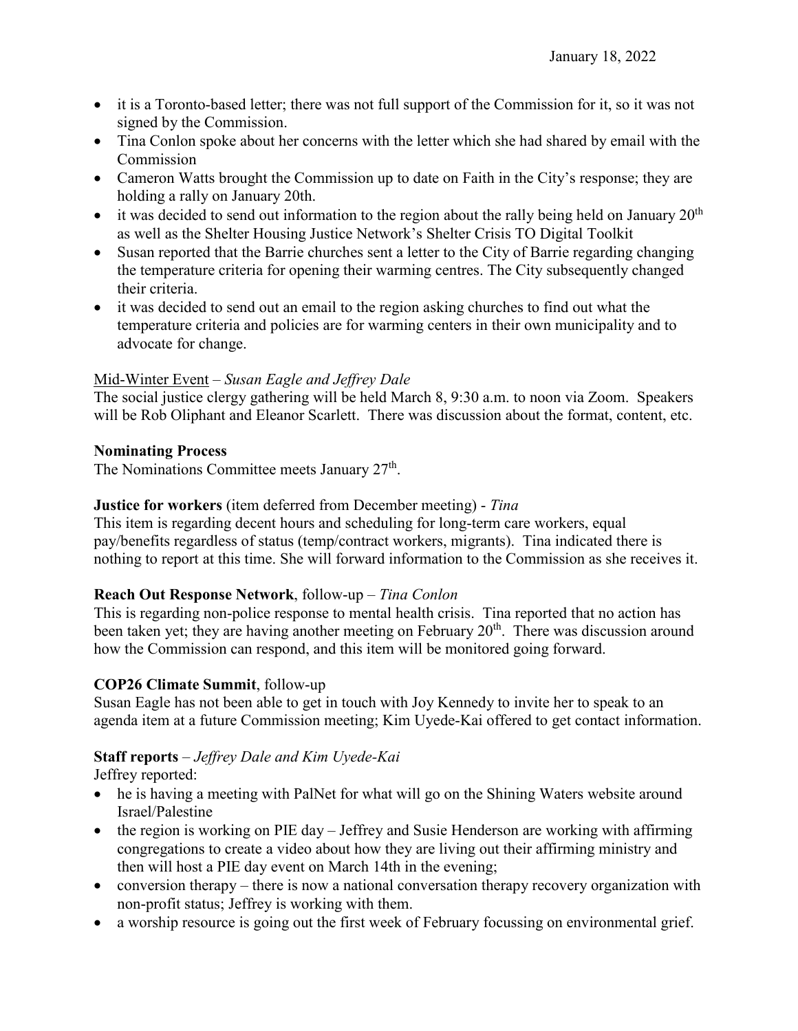- it is a Toronto-based letter; there was not full support of the Commission for it, so it was not signed by the Commission.
- Tina Conlon spoke about her concerns with the letter which she had shared by email with the Commission
- Cameron Watts brought the Commission up to date on Faith in the City's response; they are holding a rally on January 20th.
- it was decided to send out information to the region about the rally being held on January 20th as well as the Shelter Housing Justice Network's Shelter Crisis TO Digital Toolkit
- Susan reported that the Barrie churches sent a letter to the City of Barrie regarding changing the temperature criteria for opening their warming centres. The City subsequently changed their criteria.
- it was decided to send out an email to the region asking churches to find out what the temperature criteria and policies are for warming centers in their own municipality and to advocate for change.

Mid-Winter Event – *Susan Eagle and Jeffrey Dale*

The social justice clergy gathering will be held March 8, 9:30 a.m. to noon via Zoom. Speakers will be Rob Oliphant and Eleanor Scarlett. There was discussion about the format, content, etc.

**Nominating Process**

The Nominations Committee meets January 27th.

**Justice for workers** (item deferred from December meeting) - *Tina*

This item is regarding decent hours and scheduling for long-term care workers, equal pay/benefits regardless of status (temp/contract workers, migrants). Tina indicated there is nothing to report at this time. She will forward information to the Commission as she receives it.

**Reach Out Response Network**, follow-up – *Tina Conlon*

This is regarding non-police response to mental health crisis. Tina reported that no action has been taken yet; they are having another meeting on February 20th. There was discussion around how the Commission can respond, and this item will be monitored going forward.

**COP26 Climate Summit**, follow-up

Susan Eagle has not been able to get in touch with Joy Kennedy to invite her to speak to an agenda item at a future Commission meeting; Kim Uyede-Kai offered to get contact information.

**Staff reports** – *Jeffrey Dale and Kim Uyede-Kai*

Jeffrey reported:

- he is having a meeting with PalNet for what will go on the Shining Waters website around Israel/Palestine
- the region is working on PIE day – Jeffrey and Susie Henderson are working with affirming congregations to create a video about how they are living out their affirming ministry and then will host a PIE day event on March 14th in the evening;
- conversion therapy – there is now a national conversation therapy recovery organization with non-profit status; Jeffrey is working with them.
- a worship resource is going out the first week of February focussing on environmental grief.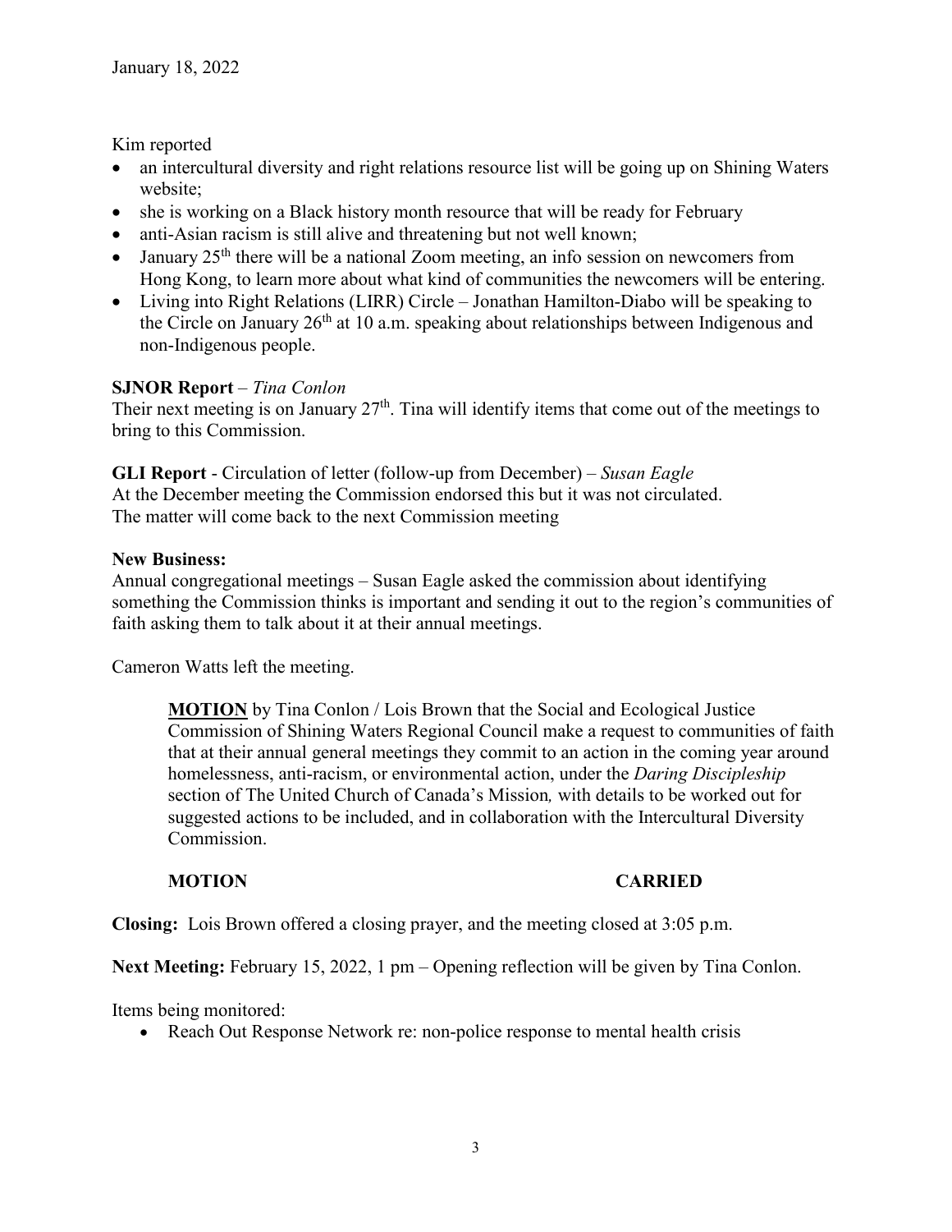January 18, 2022

Kim reported

- an intercultural diversity and right relations resource list will be going up on Shining Waters website;
- she is working on a Black history month resource that will be ready for February
- anti-Asian racism is still alive and threatening but not well known;
- January 25th there will be a national Zoom meeting, an info session on newcomers from Hong Kong, to learn more about what kind of communities the newcomers will be entering.
- Living into Right Relations (LIRR) Circle – Jonathan Hamilton-Diabo will be speaking to the Circle on January 26th at 10 a.m. speaking about relationships between Indigenous and non-Indigenous people.

**SJNOR Report** – *Tina Conlon*
Their next meeting is on January 27th. Tina will identify items that come out of the meetings to bring to this Commission.

**GLI Report** - Circulation of letter (follow-up from December) – *Susan Eagle*
At the December meeting the Commission endorsed this but it was not circulated.
The matter will come back to the next Commission meeting

**New Business:**
Annual congregational meetings – Susan Eagle asked the commission about identifying something the Commission thinks is important and sending it out to the region's communities of faith asking them to talk about it at their annual meetings.

Cameron Watts left the meeting.

> **MOTION** by Tina Conlon / Lois Brown that the Social and Ecological Justice Commission of Shining Waters Regional Council make a request to communities of faith that at their annual general meetings they commit to an action in the coming year around homelessness, anti-racism, or environmental action, under the *Daring Discipleship* section of The United Church of Canada's Mission, with details to be worked out for suggested actions to be included, and in collaboration with the Intercultural Diversity Commission.
>
> **MOTION CARRIED**

**Closing:** Lois Brown offered a closing prayer, and the meeting closed at 3:05 p.m.

**Next Meeting:** February 15, 2022, 1 pm – Opening reflection will be given by Tina Conlon.

Items being monitored:

- Reach Out Response Network re: non-police response to mental health crisis